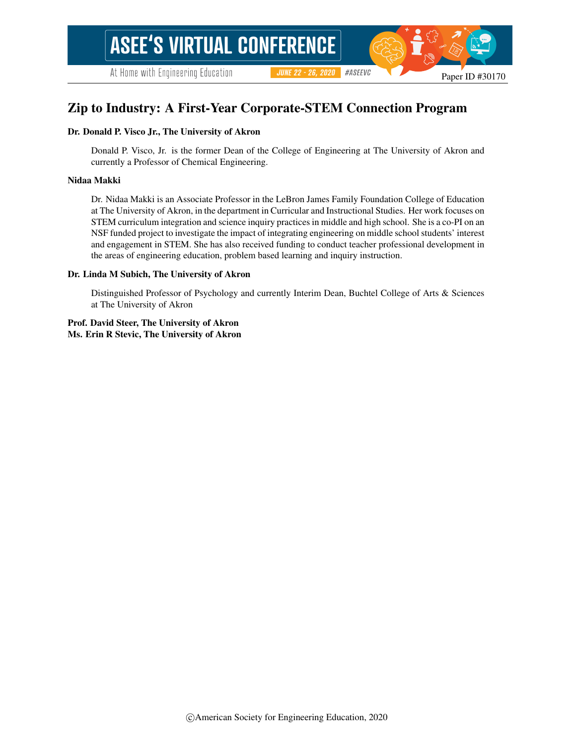# Zip to Industry: A First-Year Corporate-STEM Connection Program

**Dr. Donald P. Visco Jr., The University of Akron**

Donald P. Visco, Jr. is the former Dean of the College of Engineering at The University of Akron and currently a Professor of Chemical Engineering.

**Nidaa Makki**

Dr. Nidaa Makki is an Associate Professor in the LeBron James Family Foundation College of Education at The University of Akron, in the department in Curricular and Instructional Studies. Her work focuses on STEM curriculum integration and science inquiry practices in middle and high school. She is a co-PI on an NSF funded project to investigate the impact of integrating engineering on middle school students' interest and engagement in STEM. She has also received funding to conduct teacher professional development in the areas of engineering education, problem based learning and inquiry instruction.

**Dr. Linda M Subich, The University of Akron**

Distinguished Professor of Psychology and currently Interim Dean, Buchtel College of Arts & Sciences at The University of Akron

**Prof. David Steer, The University of Akron**
**Ms. Erin R Stevic, The University of Akron**

©American Society for Engineering Education, 2020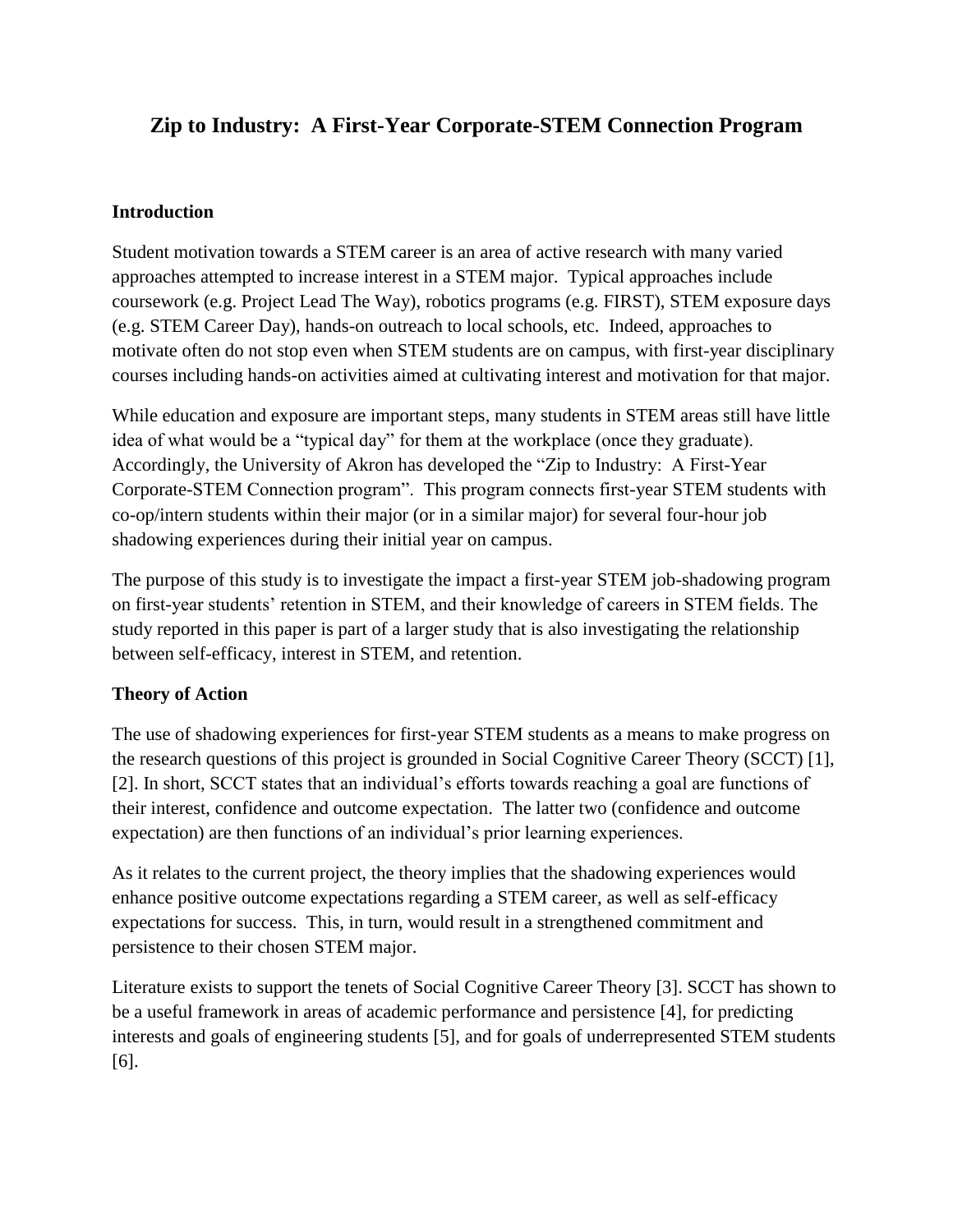# Zip to Industry: A First-Year Corporate-STEM Connection Program

## Introduction

Student motivation towards a STEM career is an area of active research with many varied approaches attempted to increase interest in a STEM major. Typical approaches include coursework (e.g. Project Lead The Way), robotics programs (e.g. FIRST), STEM exposure days (e.g. STEM Career Day), hands-on outreach to local schools, etc. Indeed, approaches to motivate often do not stop even when STEM students are on campus, with first-year disciplinary courses including hands-on activities aimed at cultivating interest and motivation for that major.

While education and exposure are important steps, many students in STEM areas still have little idea of what would be a "typical day" for them at the workplace (once they graduate). Accordingly, the University of Akron has developed the "Zip to Industry: A First-Year Corporate-STEM Connection program". This program connects first-year STEM students with co-op/intern students within their major (or in a similar major) for several four-hour job shadowing experiences during their initial year on campus.

The purpose of this study is to investigate the impact a first-year STEM job-shadowing program on first-year students' retention in STEM, and their knowledge of careers in STEM fields. The study reported in this paper is part of a larger study that is also investigating the relationship between self-efficacy, interest in STEM, and retention.

## Theory of Action

The use of shadowing experiences for first-year STEM students as a means to make progress on the research questions of this project is grounded in Social Cognitive Career Theory (SCCT) [1], [2]. In short, SCCT states that an individual's efforts towards reaching a goal are functions of their interest, confidence and outcome expectation. The latter two (confidence and outcome expectation) are then functions of an individual's prior learning experiences.

As it relates to the current project, the theory implies that the shadowing experiences would enhance positive outcome expectations regarding a STEM career, as well as self-efficacy expectations for success. This, in turn, would result in a strengthened commitment and persistence to their chosen STEM major.

Literature exists to support the tenets of Social Cognitive Career Theory [3]. SCCT has shown to be a useful framework in areas of academic performance and persistence [4], for predicting interests and goals of engineering students [5], and for goals of underrepresented STEM students [6].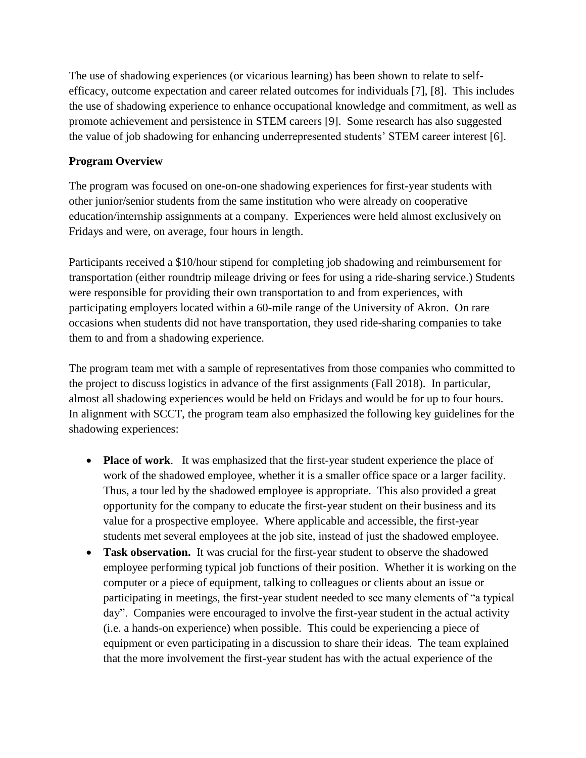The use of shadowing experiences (or vicarious learning) has been shown to relate to self-efficacy, outcome expectation and career related outcomes for individuals [7], [8]. This includes the use of shadowing experience to enhance occupational knowledge and commitment, as well as promote achievement and persistence in STEM careers [9]. Some research has also suggested the value of job shadowing for enhancing underrepresented students' STEM career interest [6].

**Program Overview**

The program was focused on one-on-one shadowing experiences for first-year students with other junior/senior students from the same institution who were already on cooperative education/internship assignments at a company. Experiences were held almost exclusively on Fridays and were, on average, four hours in length.

Participants received a $10/hour stipend for completing job shadowing and reimbursement for transportation (either roundtrip mileage driving or fees for using a ride-sharing service.) Students were responsible for providing their own transportation to and from experiences, with participating employers located within a 60-mile range of the University of Akron. On rare occasions when students did not have transportation, they used ride-sharing companies to take them to and from a shadowing experience.

The program team met with a sample of representatives from those companies who committed to the project to discuss logistics in advance of the first assignments (Fall 2018). In particular, almost all shadowing experiences would be held on Fridays and would be for up to four hours. In alignment with SCCT, the program team also emphasized the following key guidelines for the shadowing experiences:

- **Place of work**. It was emphasized that the first-year student experience the place of work of the shadowed employee, whether it is a smaller office space or a larger facility. Thus, a tour led by the shadowed employee is appropriate. This also provided a great opportunity for the company to educate the first-year student on their business and its value for a prospective employee. Where applicable and accessible, the first-year students met several employees at the job site, instead of just the shadowed employee.
- **Task observation.** It was crucial for the first-year student to observe the shadowed employee performing typical job functions of their position. Whether it is working on the computer or a piece of equipment, talking to colleagues or clients about an issue or participating in meetings, the first-year student needed to see many elements of "a typical day". Companies were encouraged to involve the first-year student in the actual activity (i.e. a hands-on experience) when possible. This could be experiencing a piece of equipment or even participating in a discussion to share their ideas. The team explained that the more involvement the first-year student has with the actual experience of the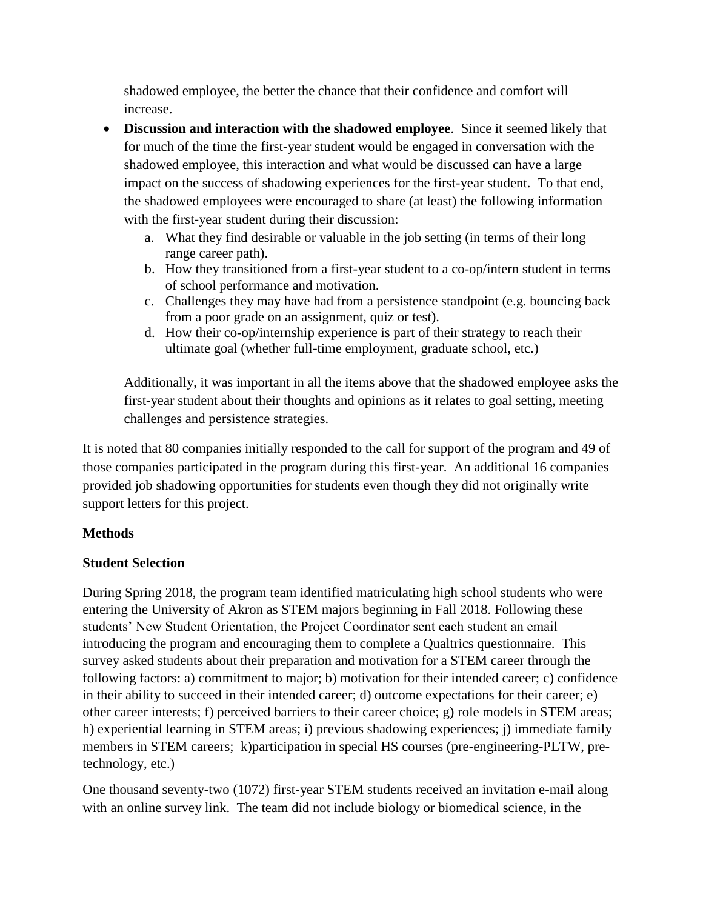shadowed employee, the better the chance that their confidence and comfort will increase.

- **Discussion and interaction with the shadowed employee**. Since it seemed likely that for much of the time the first-year student would be engaged in conversation with the shadowed employee, this interaction and what would be discussed can have a large impact on the success of shadowing experiences for the first-year student. To that end, the shadowed employees were encouraged to share (at least) the following information with the first-year student during their discussion:
    a. What they find desirable or valuable in the job setting (in terms of their long range career path).
    b. How they transitioned from a first-year student to a co-op/intern student in terms of school performance and motivation.
    c. Challenges they may have had from a persistence standpoint (e.g. bouncing back from a poor grade on an assignment, quiz or test).
    d. How their co-op/internship experience is part of their strategy to reach their ultimate goal (whether full-time employment, graduate school, etc.)

    Additionally, it was important in all the items above that the shadowed employee asks the first-year student about their thoughts and opinions as it relates to goal setting, meeting challenges and persistence strategies.

It is noted that 80 companies initially responded to the call for support of the program and 49 of those companies participated in the program during this first-year. An additional 16 companies provided job shadowing opportunities for students even though they did not originally write support letters for this project.

## Methods

### Student Selection

During Spring 2018, the program team identified matriculating high school students who were entering the University of Akron as STEM majors beginning in Fall 2018. Following these students' New Student Orientation, the Project Coordinator sent each student an email introducing the program and encouraging them to complete a Qualtrics questionnaire. This survey asked students about their preparation and motivation for a STEM career through the following factors: a) commitment to major; b) motivation for their intended career; c) confidence in their ability to succeed in their intended career; d) outcome expectations for their career; e) other career interests; f) perceived barriers to their career choice; g) role models in STEM areas; h) experiential learning in STEM areas; i) previous shadowing experiences; j) immediate family members in STEM careers; k)participation in special HS courses (pre-engineering-PLTW, pre-technology, etc.)

One thousand seventy-two (1072) first-year STEM students received an invitation e-mail along with an online survey link. The team did not include biology or biomedical science, in the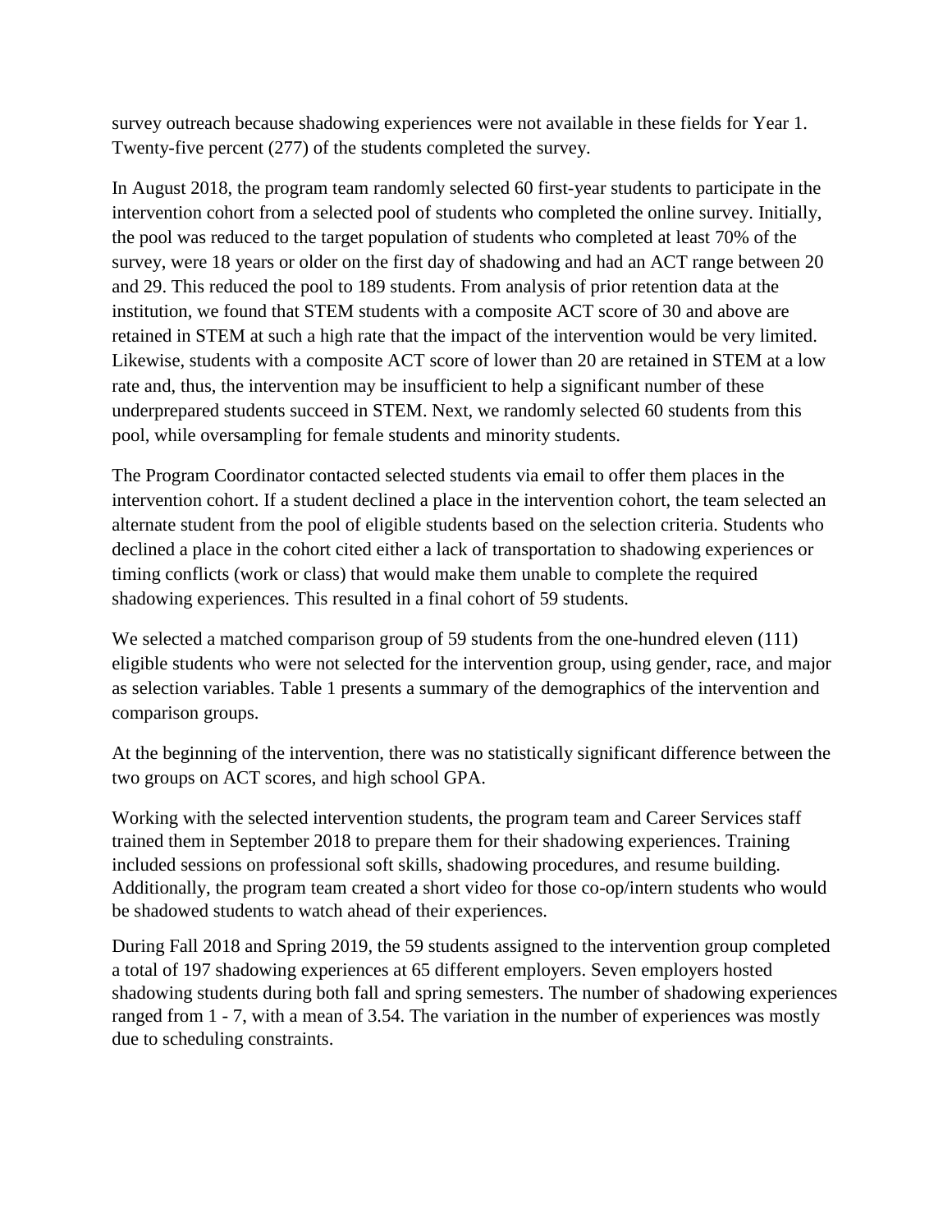survey outreach because shadowing experiences were not available in these fields for Year 1. Twenty-five percent (277) of the students completed the survey.

In August 2018, the program team randomly selected 60 first-year students to participate in the intervention cohort from a selected pool of students who completed the online survey. Initially, the pool was reduced to the target population of students who completed at least 70% of the survey, were 18 years or older on the first day of shadowing and had an ACT range between 20 and 29. This reduced the pool to 189 students. From analysis of prior retention data at the institution, we found that STEM students with a composite ACT score of 30 and above are retained in STEM at such a high rate that the impact of the intervention would be very limited. Likewise, students with a composite ACT score of lower than 20 are retained in STEM at a low rate and, thus, the intervention may be insufficient to help a significant number of these underprepared students succeed in STEM. Next, we randomly selected 60 students from this pool, while oversampling for female students and minority students.

The Program Coordinator contacted selected students via email to offer them places in the intervention cohort. If a student declined a place in the intervention cohort, the team selected an alternate student from the pool of eligible students based on the selection criteria. Students who declined a place in the cohort cited either a lack of transportation to shadowing experiences or timing conflicts (work or class) that would make them unable to complete the required shadowing experiences. This resulted in a final cohort of 59 students.

We selected a matched comparison group of 59 students from the one-hundred eleven (111) eligible students who were not selected for the intervention group, using gender, race, and major as selection variables. Table 1 presents a summary of the demographics of the intervention and comparison groups.

At the beginning of the intervention, there was no statistically significant difference between the two groups on ACT scores, and high school GPA.

Working with the selected intervention students, the program team and Career Services staff trained them in September 2018 to prepare them for their shadowing experiences. Training included sessions on professional soft skills, shadowing procedures, and resume building. Additionally, the program team created a short video for those co-op/intern students who would be shadowed students to watch ahead of their experiences.

During Fall 2018 and Spring 2019, the 59 students assigned to the intervention group completed a total of 197 shadowing experiences at 65 different employers. Seven employers hosted shadowing students during both fall and spring semesters. The number of shadowing experiences ranged from 1 - 7, with a mean of 3.54. The variation in the number of experiences was mostly due to scheduling constraints.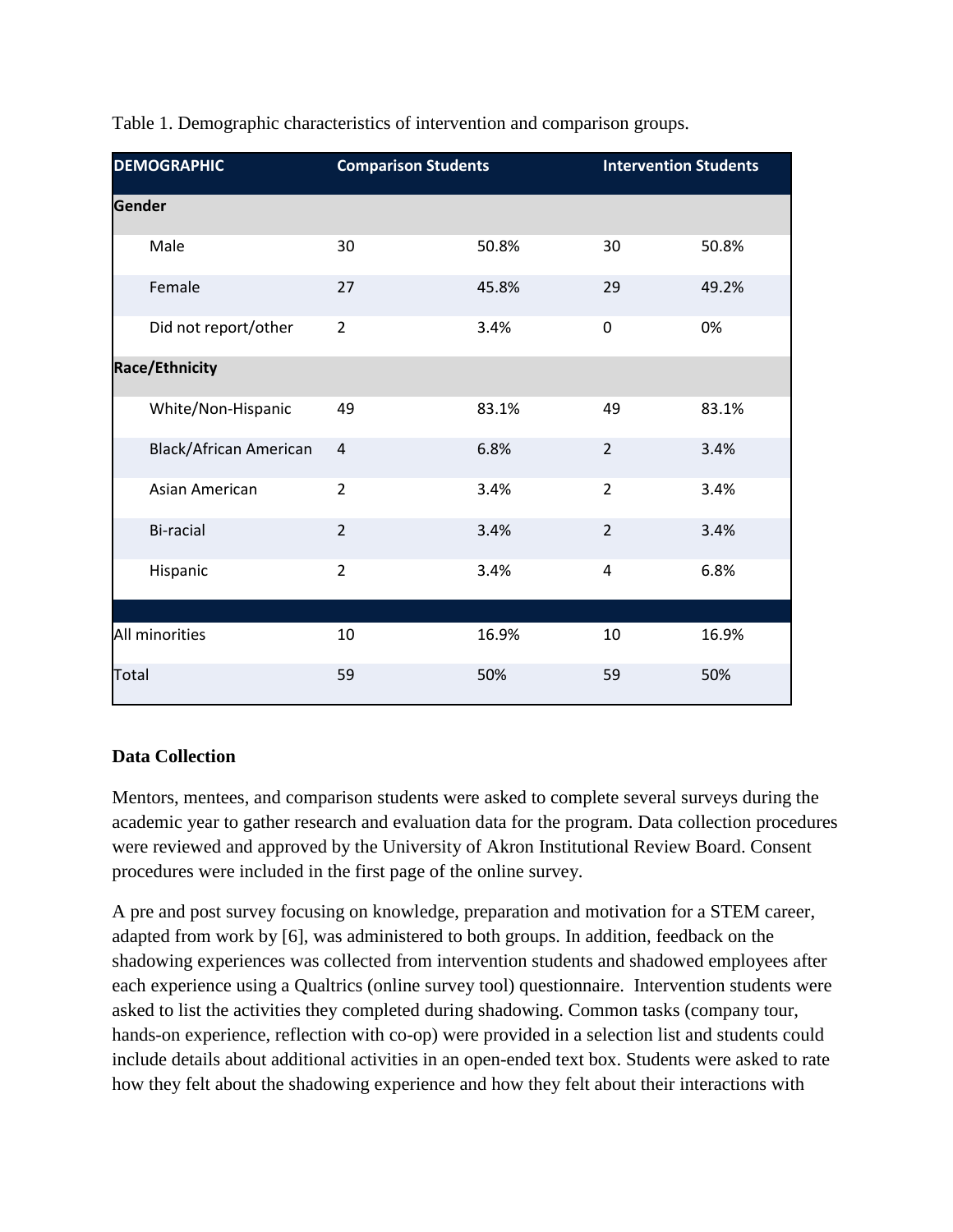Table 1. Demographic characteristics of intervention and comparison groups.

| DEMOGRAPHIC | Comparison Students | | Intervention Students | |
|---|---|---|---|---|
| **Gender** | | | | |
| Male | 30 | 50.8% | 30 | 50.8% |
| Female | 27 | 45.8% | 29 | 49.2% |
| Did not report/other | 2 | 3.4% | 0 | 0% |
| **Race/Ethnicity** | | | | |
| White/Non-Hispanic | 49 | 83.1% | 49 | 83.1% |
| Black/African American | 4 | 6.8% | 2 | 3.4% |
| Asian American | 2 | 3.4% | 2 | 3.4% |
| Bi-racial | 2 | 3.4% | 2 | 3.4% |
| Hispanic | 2 | 3.4% | 4 | 6.8% |
| All minorities | 10 | 16.9% | 10 | 16.9% |
| Total | 59 | 50% | 59 | 50% |

**Data Collection**

Mentors, mentees, and comparison students were asked to complete several surveys during the academic year to gather research and evaluation data for the program. Data collection procedures were reviewed and approved by the University of Akron Institutional Review Board. Consent procedures were included in the first page of the online survey.

A pre and post survey focusing on knowledge, preparation and motivation for a STEM career, adapted from work by [6], was administered to both groups. In addition, feedback on the shadowing experiences was collected from intervention students and shadowed employees after each experience using a Qualtrics (online survey tool) questionnaire. Intervention students were asked to list the activities they completed during shadowing. Common tasks (company tour, hands-on experience, reflection with co-op) were provided in a selection list and students could include details about additional activities in an open-ended text box. Students were asked to rate how they felt about the shadowing experience and how they felt about their interactions with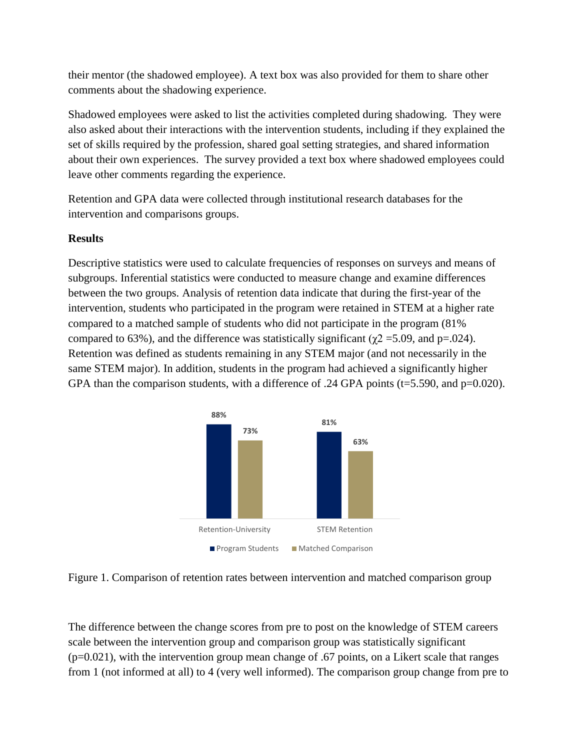their mentor (the shadowed employee). A text box was also provided for them to share other comments about the shadowing experience.

Shadowed employees were asked to list the activities completed during shadowing. They were also asked about their interactions with the intervention students, including if they explained the set of skills required by the profession, shared goal setting strategies, and shared information about their own experiences. The survey provided a text box where shadowed employees could leave other comments regarding the experience.

Retention and GPA data were collected through institutional research databases for the intervention and comparisons groups.

**Results**

Descriptive statistics were used to calculate frequencies of responses on surveys and means of subgroups. Inferential statistics were conducted to measure change and examine differences between the two groups. Analysis of retention data indicate that during the first-year of the intervention, students who participated in the program were retained in STEM at a higher rate compared to a matched sample of students who did not participate in the program (81% compared to 63%), and the difference was statistically significant ($\chi 2$ =5.09, and p=.024). Retention was defined as students remaining in any STEM major (and not necessarily in the same STEM major). In addition, students in the program had achieved a significantly higher GPA than the comparison students, with a difference of .24 GPA points (t=5.590, and p=0.020).

Figure 1. Comparison of retention rates between intervention and matched comparison group

The difference between the change scores from pre to post on the knowledge of STEM careers scale between the intervention group and comparison group was statistically significant (p=0.021), with the intervention group mean change of .67 points, on a Likert scale that ranges from 1 (not informed at all) to 4 (very well informed). The comparison group change from pre to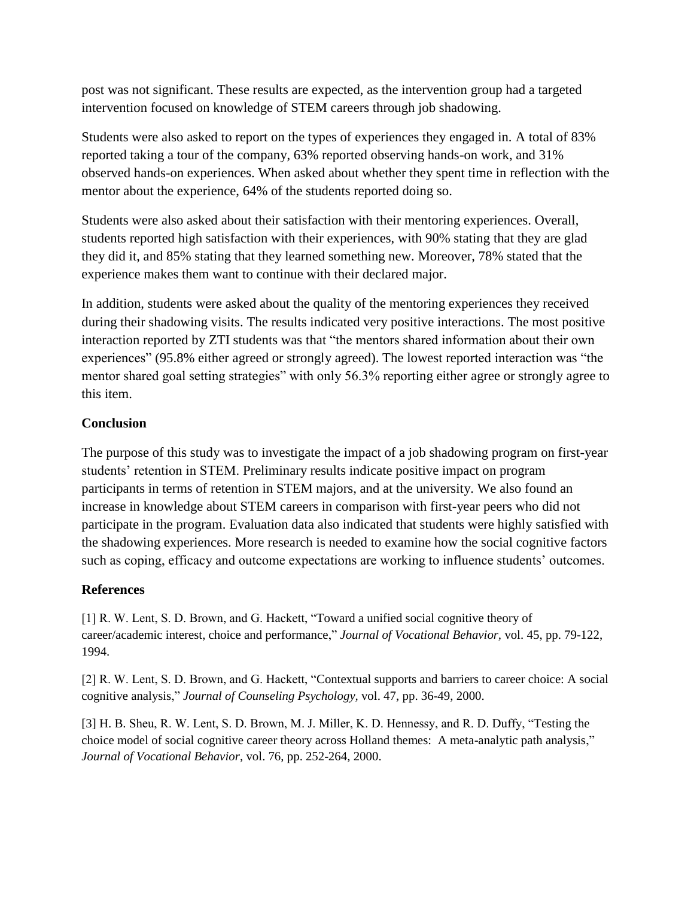post was not significant. These results are expected, as the intervention group had a targeted intervention focused on knowledge of STEM careers through job shadowing.

Students were also asked to report on the types of experiences they engaged in. A total of 83% reported taking a tour of the company, 63% reported observing hands-on work, and 31% observed hands-on experiences. When asked about whether they spent time in reflection with the mentor about the experience, 64% of the students reported doing so.

Students were also asked about their satisfaction with their mentoring experiences. Overall, students reported high satisfaction with their experiences, with 90% stating that they are glad they did it, and 85% stating that they learned something new. Moreover, 78% stated that the experience makes them want to continue with their declared major.

In addition, students were asked about the quality of the mentoring experiences they received during their shadowing visits. The results indicated very positive interactions. The most positive interaction reported by ZTI students was that "the mentors shared information about their own experiences" (95.8% either agreed or strongly agreed). The lowest reported interaction was "the mentor shared goal setting strategies" with only 56.3% reporting either agree or strongly agree to this item.

## Conclusion

The purpose of this study was to investigate the impact of a job shadowing program on first-year students' retention in STEM. Preliminary results indicate positive impact on program participants in terms of retention in STEM majors, and at the university. We also found an increase in knowledge about STEM careers in comparison with first-year peers who did not participate in the program. Evaluation data also indicated that students were highly satisfied with the shadowing experiences. More research is needed to examine how the social cognitive factors such as coping, efficacy and outcome expectations are working to influence students' outcomes.

## References

[1] R. W. Lent, S. D. Brown, and G. Hackett, "Toward a unified social cognitive theory of career/academic interest, choice and performance," *Journal of Vocational Behavior,* vol. 45, pp. 79-122, 1994.

[2] R. W. Lent, S. D. Brown, and G. Hackett, "Contextual supports and barriers to career choice: A social cognitive analysis," *Journal of Counseling Psychology,* vol. 47, pp. 36-49, 2000.

[3] H. B. Sheu, R. W. Lent, S. D. Brown, M. J. Miller, K. D. Hennessy, and R. D. Duffy, "Testing the choice model of social cognitive career theory across Holland themes: A meta-analytic path analysis," *Journal of Vocational Behavior*, vol. 76, pp. 252-264, 2000.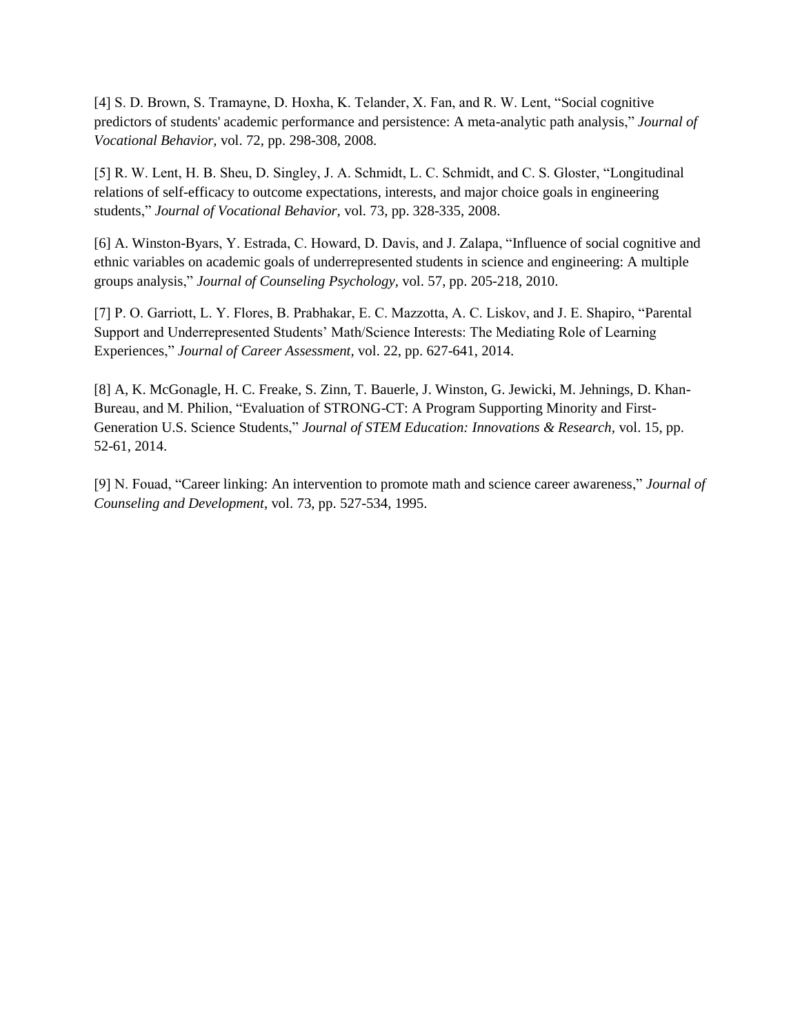[4] S. D. Brown, S. Tramayne, D. Hoxha, K. Telander, X. Fan, and R. W. Lent, "Social cognitive predictors of students' academic performance and persistence: A meta-analytic path analysis," *Journal of Vocational Behavior,* vol. 72, pp. 298-308, 2008.

[5] R. W. Lent, H. B. Sheu, D. Singley, J. A. Schmidt, L. C. Schmidt, and C. S. Gloster, "Longitudinal relations of self-efficacy to outcome expectations, interests, and major choice goals in engineering students," *Journal of Vocational Behavior,* vol. 73, pp. 328-335, 2008.

[6] A. Winston-Byars, Y. Estrada, C. Howard, D. Davis, and J. Zalapa, "Influence of social cognitive and ethnic variables on academic goals of underrepresented students in science and engineering: A multiple groups analysis," *Journal of Counseling Psychology,* vol. 57, pp. 205-218, 2010.

[7] P. O. Garriott, L. Y. Flores, B. Prabhakar, E. C. Mazzotta, A. C. Liskov, and J. E. Shapiro, "Parental Support and Underrepresented Students' Math/Science Interests: The Mediating Role of Learning Experiences," *Journal of Career Assessment,* vol. 22, pp. 627-641, 2014.

[8] A, K. McGonagle, H. C. Freake, S. Zinn, T. Bauerle, J. Winston, G. Jewicki, M. Jehnings, D. Khan-Bureau, and M. Philion, "Evaluation of STRONG-CT: A Program Supporting Minority and First-Generation U.S. Science Students," *Journal of STEM Education: Innovations & Research,* vol. 15, pp. 52-61, 2014.

[9] N. Fouad, "Career linking: An intervention to promote math and science career awareness," *Journal of Counseling and Development*, vol. 73, pp. 527-534, 1995.